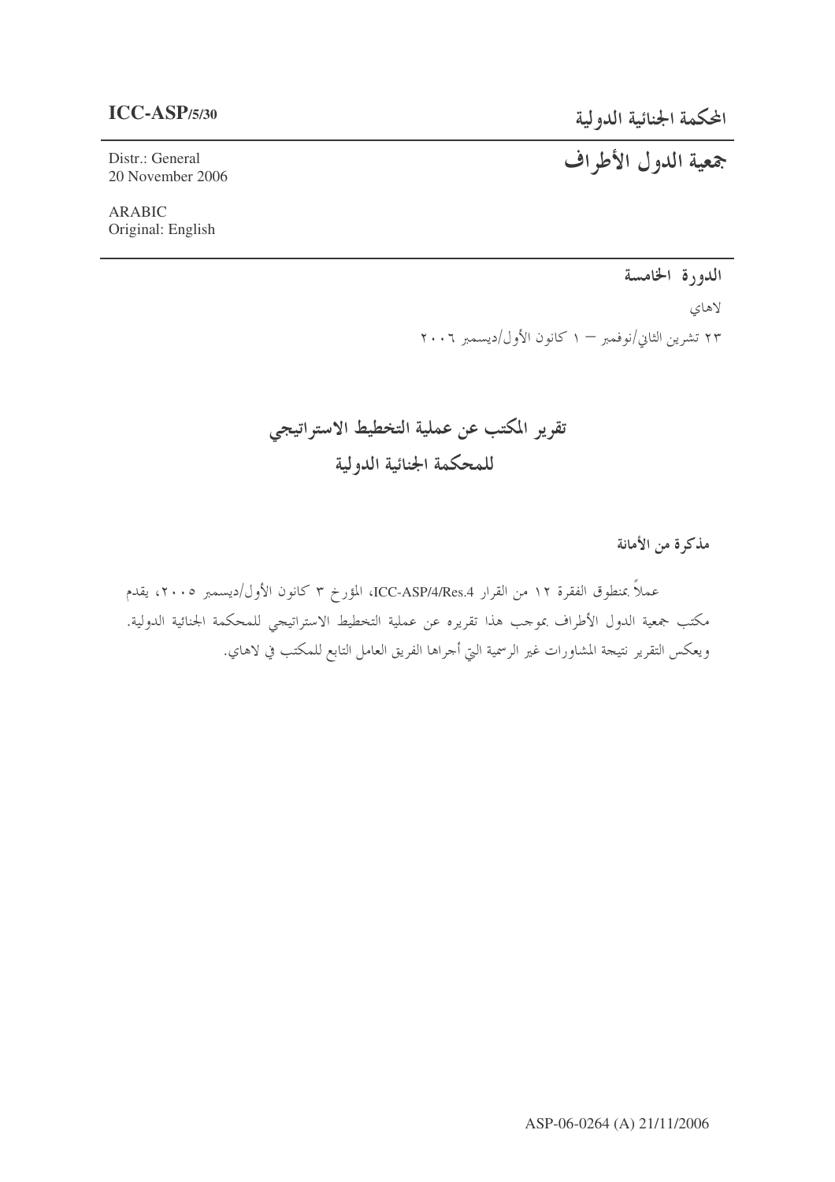**ICC-ASP/5/30**

المحكمة الجنائية الدولية

# جمعية الدول الأطراف

Distr.: General
20 November 2006

ARABIC
Original: English

**الدورة الخامسة**

لاهاي

٢٣ تشرين الثاني/نوفمبر – ١ كانون الأول/ديسمبر ٢٠٠٦

# تقرير المكتب عن عملية التخطيط الاستراتيجي للمحكمة الجنائية الدولية

**مذكرة من الأمانة**

عملاً بمنطوق الفقرة ١٢ من القرار ICC-ASP/4/Res.4، المؤرخ ٣ كانون الأول/ديسمبر ٢٠٠٥، يقدم مكتب جمعية الدول الأطراف بموجب هذا تقريره عن عملية التخطيط الاستراتيجي للمحكمة الجنائية الدولية. ويعكس التقرير نتيجة المشاورات غير الرسمية التي أجراها الفريق العامل التابع للمكتب في لاهاي.

ASP-06-0264 (A) 21/11/2006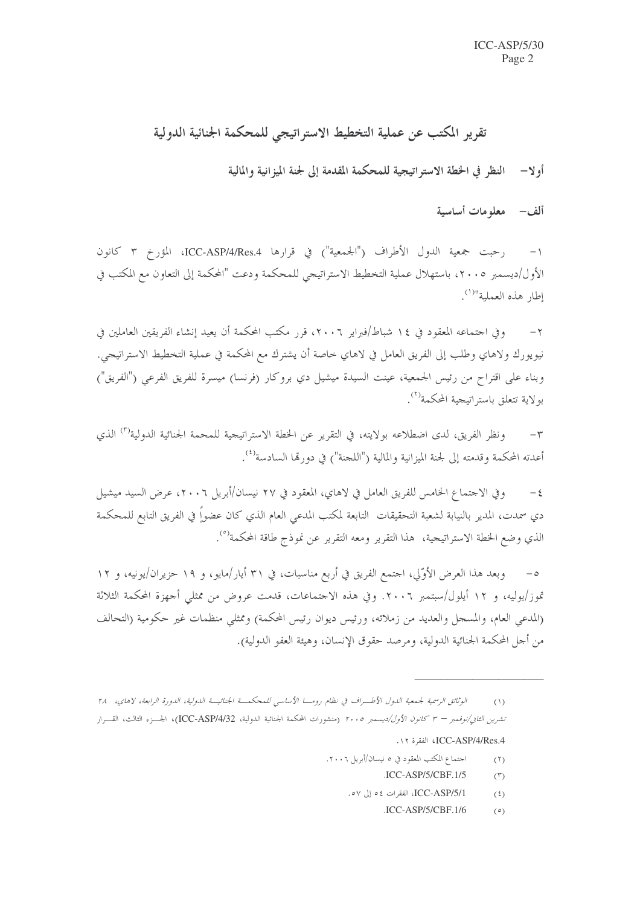# تقرير المكتب عن عملية التخطيط الاستراتيجي للمحكمة الجنائية الدولية

## أولا– النظر في الخطة الاستراتيجية للمحكمة المقدمة إلى لجنة الميزانية والمالية

### ألف– معلومات أساسية

١– رحبت جمعية الدول الأطراف ("الجمعية") في قرارها ICC-ASP/4/Res.4، المؤرخ ٣ كانون الأول/ديسمبر ٢٠٠٥، باستهلال عملية التخطيط الاستراتيجي للمحكمة ودعت "المحكمة إلى التعاون مع المكتب في إطار هذه العملية"[(١)].

٢– وفي اجتماعه المعقود في ١٤ شباط/فبراير ٢٠٠٦، قرر مكتب المحكمة أن يعيد إنشاء الفريقين العاملين في نيويورك ولاهاي وطلب إلى الفريق العامل في لاهاي خاصة أن يشترك مع المحكمة في عملية التخطيط الاستراتيجي. وبناء على اقتراح من رئيس الجمعية، عينت السيدة ميشيل دي بروكار (فرنسا) ميسرة للفريق الفرعي ("الفريق") بولاية تتعلق باستراتيجية المحكمة[(٢)].

٣– ونظر الفريق، لدى اضطلاعه بولايته، في التقرير عن الخطة الاستراتيجية للمحمة الجنائية الدولية[(٣)] الذي أعدته المحكمة وقدمته إلى لجنة الميزانية والمالية ("اللجنة") في دورتها السادسة[(٤)].

٤– وفي الاجتماع الخامس للفريق العامل في لاهاي، المعقود في ٢٧ نيسان/أبريل ٢٠٠٦، عرض السيد ميشيل دي سمدت، المدير بالنيابة لشعبة التحقيقات التابعة لمكتب المدعي العام الذي كان عضواً في الفريق التابع للمحكمة الذي وضع الخطة الاستراتيجية، هذا التقرير ومعه التقرير عن نموذج طاقة المحكمة[(٥)].

٥– وبعد هذا العرض الأوّلي، اجتمع الفريق في أربع مناسبات، في ٣١ أيار/مايو، و ١٩ حزيران/يونيه، و ١٢ تموز/يوليه، و ١٢ أيلول/سبتمبر ٢٠٠٦. وفي هذه الاجتماعات، قدمت عروض من ممثلي أجهزة المحكمة الثلاثة (المدعي العام، والمسجل والعديد من زملائه، ورئيس ديوان رئيس المحكمة) وممثلي منظمات غير حكومية (التحالف من أجل المحكمة الجنائية الدولية، ومرصد حقوق الإنسان، وهيئة العفو الدولية).

---

(١) *الوثائق الرسمية لجمعية الدول الأطراف في نظام روما الأساسي للمحكمة الجنائية الدولية، الدورة الرابعة، لاهاي، ٢٨ تشرين الثاني/نوفمبر – ٣ كانون الأول/ديسمبر ٢٠٠٥* (منشورات المحكمة الجنائية الدولية، ICC-ASP/4/32)، الجزء الثالث، القرار ICC-ASP/4/Res.4، الفقرة ١٢.

(٢) اجتماع المكتب المعقود في ٥ نيسان/أبريل ٢٠٠٦.

(٣) ICC-ASP/5/CBF.1/5.

(٤) ICC-ASP/5/1، الفقرات ٥٤ إلى ٥٧.

(٥) ICC-ASP/5/CBF.1/6.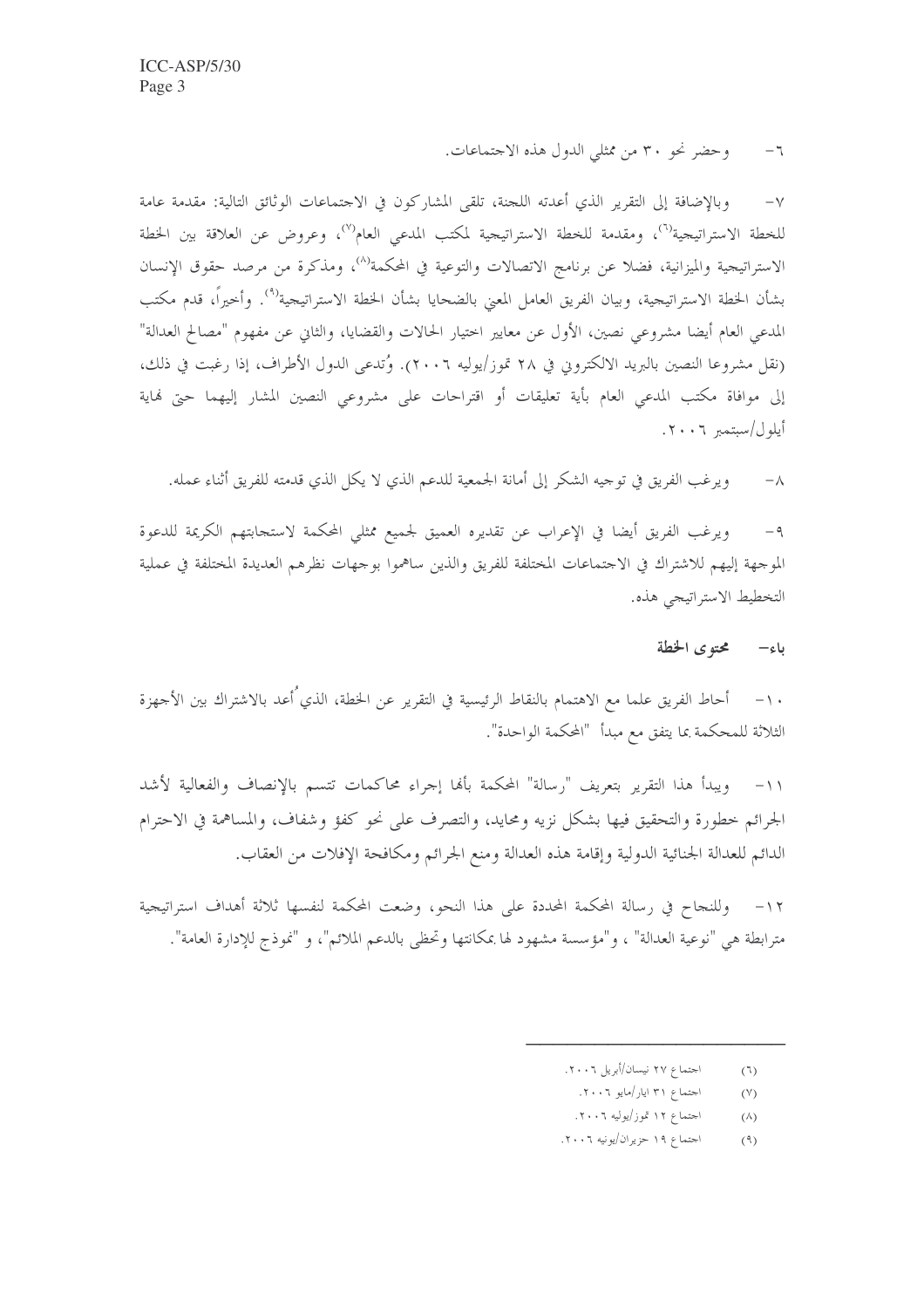٦- وحضر نحو ٣٠ من ممثلي الدول هذه الاجتماعات.

٧- وبالإضافة إلى التقرير الذي أعدته اللجنة، تلقى المشاركون في الاجتماعات الوثائق التالية: مقدمة عامة للخطة الاستراتيجية(٦)، ومقدمة للخطة الاستراتيجية لمكتب المدعي العام(٧)، وعروض عن العلاقة بين الخطة الاستراتيجية والميزانية، فضلا عن برنامج الاتصالات والتوعية في المحكمة(٨)، ومذكرة من مرصد حقوق الإنسان بشأن الخطة الاستراتيجية، وبيان الفريق العامل المعني بالضحايا بشأن الخطة الاستراتيجية(٩). وأخيراً، قدم مكتب المدعي العام أيضا مشروعي نصين، الأول عن معايير اختيار الحالات والقضايا، والثاني عن مفهوم "مصالح العدالة" (نقل مشروعا النصين بالبريد الالكتروني في ٢٨ تموز/يوليه ٢٠٠٦). وتُدعى الدول الأطراف، إذا رغبت في ذلك، إلى موافاة مكتب المدعي العام بأية تعليقات أو اقتراحات على مشروعي النصين المشار إليهما حتى نهاية أيلول/سبتمبر ٢٠٠٦.

٨- ويرغب الفريق في توجيه الشكر إلى أمانة الجمعية للدعم الذي لا يكل الذي قدمته للفريق أثناء عمله.

٩- ويرغب الفريق أيضا في الإعراب عن تقديره العميق لجميع ممثلي المحكمة لاستجابتهم الكريمة للدعوة الموجهة إليهم للاشتراك في الاجتماعات المختلفة للفريق والذين ساهموا بوجهات نظرهم العديدة المختلفة في عملية التخطيط الاستراتيجي هذه.

### باء- محتوى الخطة

١٠- أحاط الفريق علما مع الاهتمام بالنقاط الرئيسية في التقرير عن الخطة، الذي أُعد بالاشتراك بين الأجهزة الثلاثة للمحكمة بما يتفق مع مبدأ "المحكمة الواحدة".

١١- ويبدأ هذا التقرير بتعريف "رسالة" المحكمة بأنها إجراء محاكمات تتسم بالإنصاف والفعالية لأشد الجرائم خطورة والتحقيق فيها بشكل نزيه ومحايد، والتصرف على نحو كفؤ وشفاف، والمساهمة في الاحترام الدائم للعدالة الجنائية الدولية وإقامة هذه العدالة ومنع الجرائم ومكافحة الإفلات من العقاب.

١٢- وللنجاح في رسالة المحكمة المحددة على هذا النحو، وضعت المحكمة لنفسها ثلاثة أهداف استراتيجية مترابطة هي "نوعية العدالة"، و"مؤسسة مشهود لها بمكانتها وتحظى بالدعم الملائم"، و "نموذج للإدارة العامة".

---

(٦) اجتماع ٢٧ نيسان/أبريل ٢٠٠٦.

(٧) اجتماع ٣١ ايار/مايو ٢٠٠٦.

(٨) اجتماع ١٢ تموز/يوليه ٢٠٠٦.

(٩) اجتماع ١٩ حزيران/يونيه ٢٠٠٦.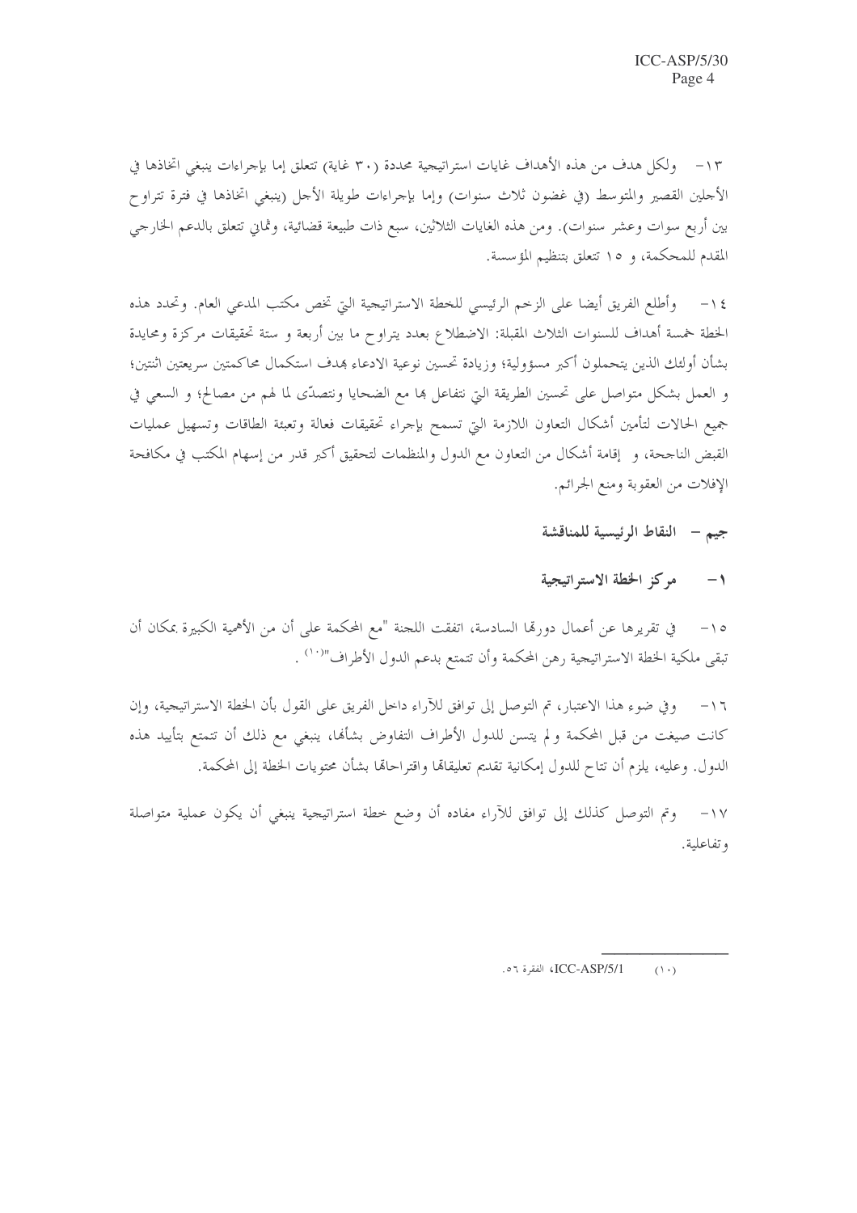١٣- ولكل هدف من هذه الأهداف غايات استراتيجية محددة (٣٠ غاية) تتعلق إما بإجراءات ينبغي اتخاذها في الأجلين القصير والمتوسط (في غضون ثلاث سنوات) وإما بإجراءات طويلة الأجل (ينبغي اتخاذها في فترة تتراوح بين أربع سوات وعشر سنوات). ومن هذه الغايات الثلاثين، سبع ذات طبيعة قضائية، وثماني تتعلق بالدعم الخارجي المقدم للمحكمة، و ١٥ تتعلق بتنظيم المؤسسة.

١٤- وأطلع الفريق أيضا على الزخم الرئيسي للخطة الاستراتيجية التي تخص مكتب المدعي العام. وتحدد هذه الخطة خمسة أهداف للسنوات الثلاث المقبلة: الاضطلاع بعدد يتراوح ما بين أربعة و ستة تحقيقات مركزة ومحايدة بشأن أولئك الذين يتحملون أكبر مسؤولية؛ وزيادة تحسين نوعية الادعاء بهدف استكمال محاكمتين سريعتين اثنتين؛ و العمل بشكل متواصل على تحسين الطريقة التي نتفاعل بها مع الضحايا ونتصدّى لما لهم من مصالح؛ و السعي في جميع الحالات لتأمين أشكال التعاون اللازمة التي تسمح بإجراء تحقيقات فعالة وتعبئة الطاقات وتسهيل عمليات القبض الناجحة، و إقامة أشكال من التعاون مع الدول والمنظمات لتحقيق أكبر قدر من إسهام المكتب في مكافحة الإفلات من العقوبة ومنع الجرائم.

## جيم – النقاط الرئيسية للمناقشة

### ١- مركز الخطة الاستراتيجية

١٥- في تقريرها عن أعمال دورتها السادسة، اتفقت اللجنة "مع المحكمة على أن من الأهمية الكبيرة بمكان أن تبقى ملكية الخطة الاستراتيجية رهن المحكمة وأن تتمتع بدعم الدول الأطراف"[١٠] .

١٦- وفي ضوء هذا الاعتبار، تم التوصل إلى توافق للآراء داخل الفريق على القول بأن الخطة الاستراتيجية، وإن كانت صيغت من قبل المحكمة ولم يتسن للدول الأطراف التفاوض بشأنها، ينبغي مع ذلك أن تتمتع بتأييد هذه الدول. وعليه، يلزم أن تتاح للدول إمكانية تقديم تعليقاتها واقتراحاتها بشأن محتويات الخطة إلى المحكمة.

١٧- وتم التوصل كذلك إلى توافق للآراء مفاده أن وضع خطة استراتيجية ينبغي أن يكون عملية متواصلة وتفاعلية.

---

(١٠) ICC-ASP/5/1، الفقرة ٥٦.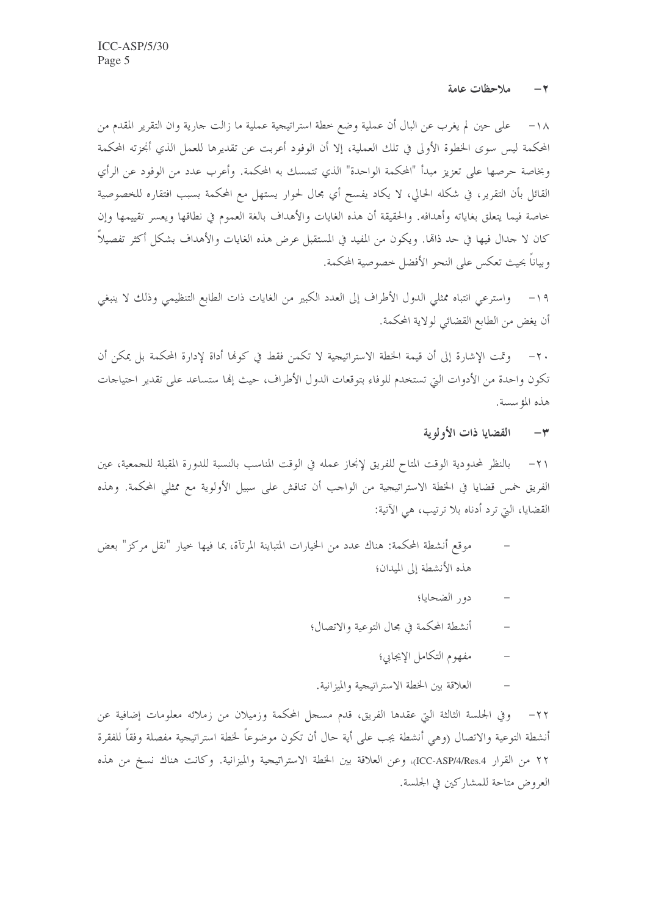## ٢- ملاحظات عامة

١٨- على حين لم يغرب عن البال أن عملية وضع خطة استراتيجية عملية ما زالت جارية وان التقرير المقدم من المحكمة ليس سوى الخطوة الأولى في تلك العملية، إلا أن الوفود أعربت عن تقديرها للعمل الذي أنجزته المحكمة وبخاصة حرصها على تعزيز مبدأ "المحكمة الواحدة" الذي تتمسك به المحكمة. وأعرب عدد من الوفود عن الرأي القائل بأن التقرير، في شكله الحالي، لا يكاد يفسح أي مجال لحوار يستهل مع المحكمة بسبب افتقاره للخصوصية خاصة فيما يتعلق بغاياته وأهدافه. والحقيقة أن هذه الغايات والأهداف بالغة العموم في نطاقها ويعسر تقييمها وإن كان لا جدال فيها في حد ذاتها. ويكون من المفيد في المستقبل عرض هذه الغايات والأهداف بشكل أكثر تفصيلاً وبياناً بحيث تعكس على النحو الأفضل خصوصية المحكمة.

١٩- واسترعي انتباه ممثلي الدول الأطراف إلى العدد الكبير من الغايات ذات الطابع التنظيمي وذلك لا ينبغي أن يغض من الطابع القضائي لولاية المحكمة.

٢٠- وتمت الإشارة إلى أن قيمة الخطة الاستراتيجية لا تكمن فقط في كونها أداة لإدارة المحكمة بل يمكن أن تكون واحدة من الأدوات التي تستخدم للوفاء بتوقعات الدول الأطراف، حيث إنها ستساعد على تقدير احتياجات هذه المؤسسة.

## ٣- القضايا ذات الأولوية

٢١- بالنظر لمحدودية الوقت المتاح للفريق لإنجاز عمله في الوقت المناسب بالنسبة للدورة المقبلة للجمعية، عين الفريق خمس قضايا في الخطة الاستراتيجية من الواجب أن تناقش على سبيل الأولوية مع ممثلي المحكمة. وهذه القضايا، التي ترد أدناه بلا ترتيب، هي الآتية:

- موقع أنشطة المحكمة: هناك عدد من الخيارات المتباينة المرتآة، بما فيها خيار "نقل مركز" بعض هذه الأنشطة إلى الميدان؛
- دور الضحايا؛
- أنشطة المحكمة في مجال التوعية والاتصال؛
- مفهوم التكامل الإيجابي؛
- العلاقة بين الخطة الاستراتيجية والميزانية.

٢٢- وفي الجلسة الثالثة التي عقدها الفريق، قدم مسجل المحكمة وزميلان من زملائه معلومات إضافية عن أنشطة التوعية والاتصال (وهي أنشطة يجب على أية حال أن تكون موضوعاً لخطة استراتيجية مفصلة وفقاً للفقرة ٢٢ من القرار ICC-ASP/4/Res.4)، وعن العلاقة بين الخطة الاستراتيجية والميزانية. وكانت هناك نسخ من هذه العروض متاحة للمشاركين في الجلسة.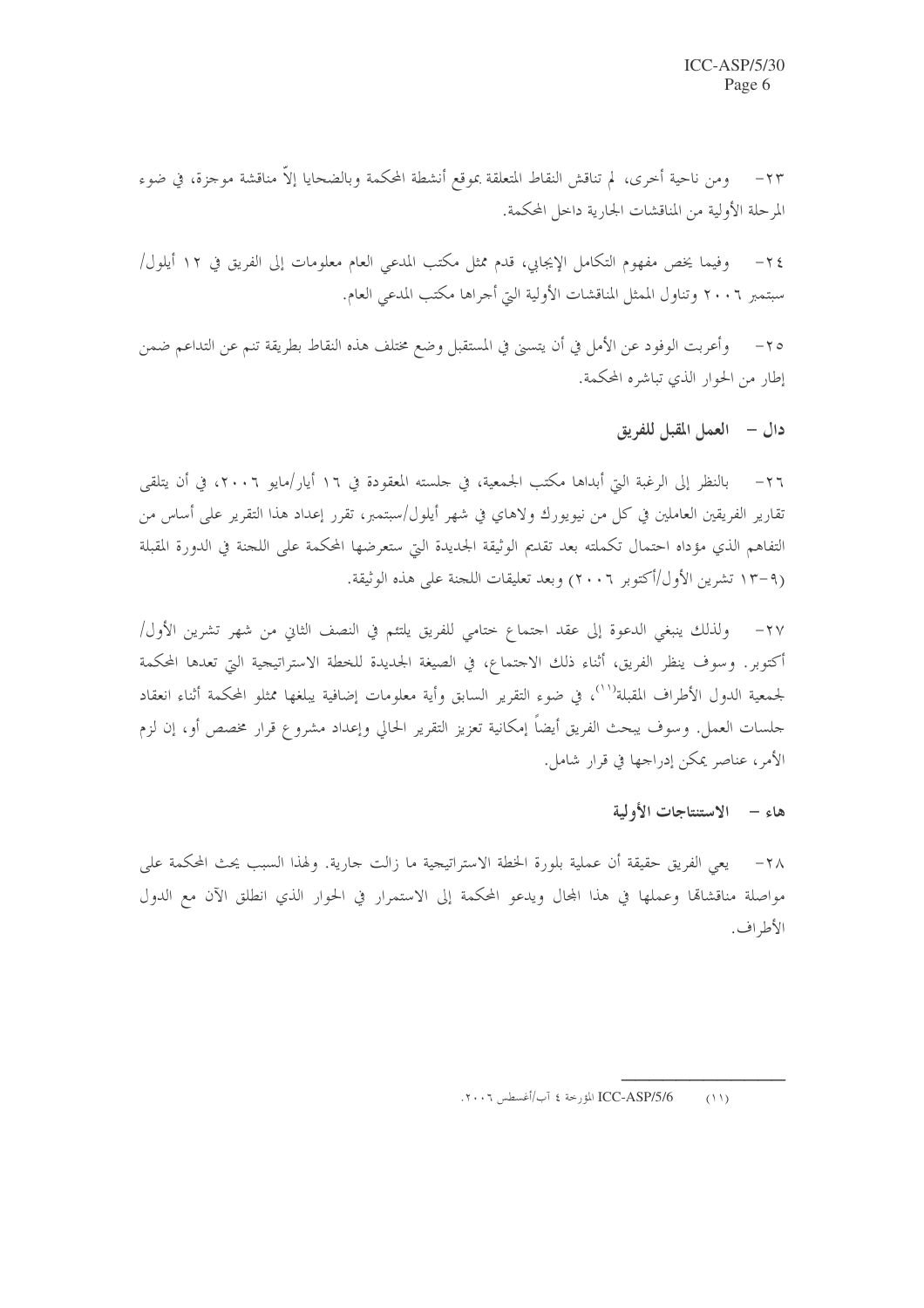٢٣- ومن ناحية أخرى، لم تناقش النقاط المتعلقة بموقع أنشطة المحكمة وبالضحايا إلاّ مناقشة موجزة، في ضوء المرحلة الأولية من المناقشات الجارية داخل المحكمة.

٢٤- وفيما يخص مفهوم التكامل الإيجابي، قدم ممثل مكتب المدعي العام معلومات إلى الفريق في ١٢ أيلول/سبتمبر ٢٠٠٦ وتناول الممثل المناقشات الأولية التي أجراها مكتب المدعي العام.

٢٥- وأعربت الوفود عن الأمل في أن يتسنى في المستقبل وضع مختلف هذه النقاط بطريقة تنم عن التداعم ضمن إطار من الحوار الذي تباشره المحكمة.

### دال – العمل المقبل للفريق

٢٦- بالنظر إلى الرغبة التي أبداها مكتب الجمعية، في جلسته المعقودة في ١٦ أيار/مايو ٢٠٠٦، في أن يتلقى تقارير الفريقين العاملين في كل من نيويورك ولاهاي في شهر أيلول/سبتمبر، تقرر إعداد هذا التقرير على أساس من التفاهم الذي مؤداه احتمال تكملته بعد تقديم الوثيقة الجديدة التي ستعرضها المحكمة على اللجنة في الدورة المقبلة (٩-١٣ تشرين الأول/أكتوبر ٢٠٠٦) وبعد تعليقات اللجنة على هذه الوثيقة.

٢٧- ولذلك ينبغي الدعوة إلى عقد اجتماع ختامي للفريق يلتئم في النصف الثاني من شهر تشرين الأول/أكتوبر. وسوف ينظر الفريق، أثناء ذلك الاجتماع، في الصيغة الجديدة للخطة الاستراتيجية التي تعدها المحكمة لجمعية الدول الأطراف المقبلة[11]، في ضوء التقرير السابق وأية معلومات إضافية يبلغها ممثلو المحكمة أثناء انعقاد جلسات العمل. وسوف يبحث الفريق أيضاً إمكانية تعزيز التقرير الحالي وإعداد مشروع قرار مخصص أو، إن لزم الأمر، عناصر يمكن إدراجها في قرار شامل.

### هاء – الاستنتاجات الأولية

٢٨- يعي الفريق حقيقة أن عملية بلورة الخطة الاستراتيجية ما زالت جارية. ولهذا السبب يحث المحكمة على مواصلة مناقشاتها وعملها في هذا المجال ويدعو المحكمة إلى الاستمرار في الحوار الذي انطلق الآن مع الدول الأطراف.

---

(١١) ICC-ASP/5/6 المؤرخة ٤ آب/أغسطس ٢٠٠٦.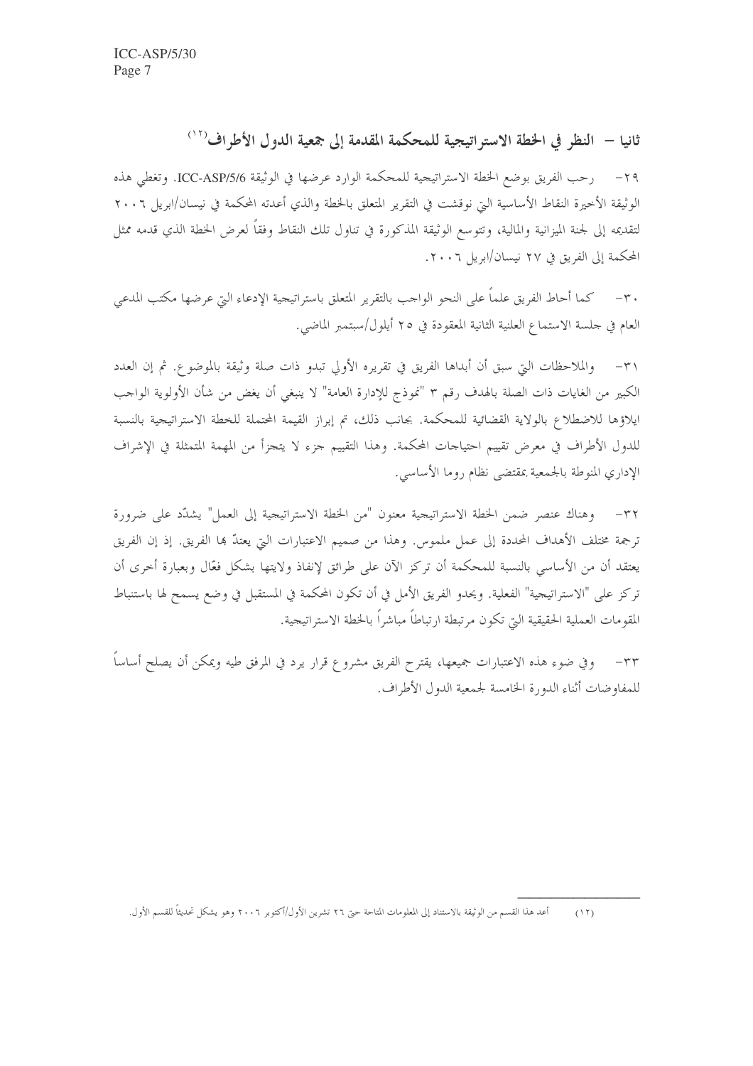## ثانيا – النظر في الخطة الاستراتيجية للمحكمة المقدمة إلى جمعية الدول الأطراف[12]

٢٩- رحب الفريق بوضع الخطة الاستراتيجية للمحكمة الوارد عرضها في الوثيقة ICC-ASP/5/6. وتغطي هذه الوثيقة الأخيرة النقاط الأساسية التي نوقشت في التقرير المتعلق بالخطة والذي أعدته المحكمة في نيسان/ابريل ٢٠٠٦ لتقديمه إلى لجنة الميزانية والمالية، وتتوسع الوثيقة المذكورة في تناول تلك النقاط وفقاً لعرض الخطة الذي قدمه ممثل المحكمة إلى الفريق في ٢٧ نيسان/ابريل ٢٠٠٦.

٣٠- كما أحاط الفريق علماً على النحو الواجب بالتقرير المتعلق باستراتيجية الإدعاء التي عرضها مكتب المدعي العام في جلسة الاستماع العلنية الثانية المعقودة في ٢٥ أيلول/سبتمبر الماضي.

٣١- والملاحظات التي سبق أن أبداها الفريق في تقريره الأولي تبدو ذات صلة وثيقة بالموضوع. ثم إن العدد الكبير من الغايات ذات الصلة بالهدف رقم ٣ "نموذج للإدارة العامة" لا ينبغي أن يغض من شأن الأولوية الواجب ايلاؤها للاضطلاع بالولاية القضائية للمحكمة. بجانب ذلك، تم إبراز القيمة المحتملة للخطة الاستراتيجية بالنسبة للدول الأطراف في معرض تقييم احتياجات المحكمة. وهذا التقييم جزء لا يتجزأ من المهمة المتمثلة في الإشراف الإداري المنوطة بالجمعية بمقتضى نظام روما الأساسي.

٣٢- وهناك عنصر ضمن الخطة الاستراتيجية معنون "من الخطة الاستراتيجية إلى العمل" يشدّد على ضرورة ترجمة مختلف الأهداف المحددة إلى عمل ملموس. وهذا من صميم الاعتبارات التي يعتدّ بها الفريق. إذ إن الفريق يعتقد أن من الأساسي بالنسبة للمحكمة أن تركز الآن على طرائق لإنفاذ ولايتها بشكل فعّال وبعبارة أخرى أن تركز على "الاستراتيجية" الفعلية. ويحدو الفريق الأمل في أن تكون المحكمة في المستقبل في وضع يسمح لها باستنباط المقومات العملية الحقيقية التي تكون مرتبطة ارتباطاً مباشراً بالخطة الاستراتيجية.

٣٣- وفي ضوء هذه الاعتبارات جميعها، يقترح الفريق مشروع قرار يرد في المرفق طيه ويمكن أن يصلح أساساً للمفاوضات أثناء الدورة الخامسة لجمعية الدول الأطراف.

---

(١٢) أعد هذا القسم من الوثيقة بالاستناد إلى المعلومات المتاحة حتى ٢٦ تشرين الأول/أكتوبر ٢٠٠٦ وهو يشكل تحديثاً للقسم الأول.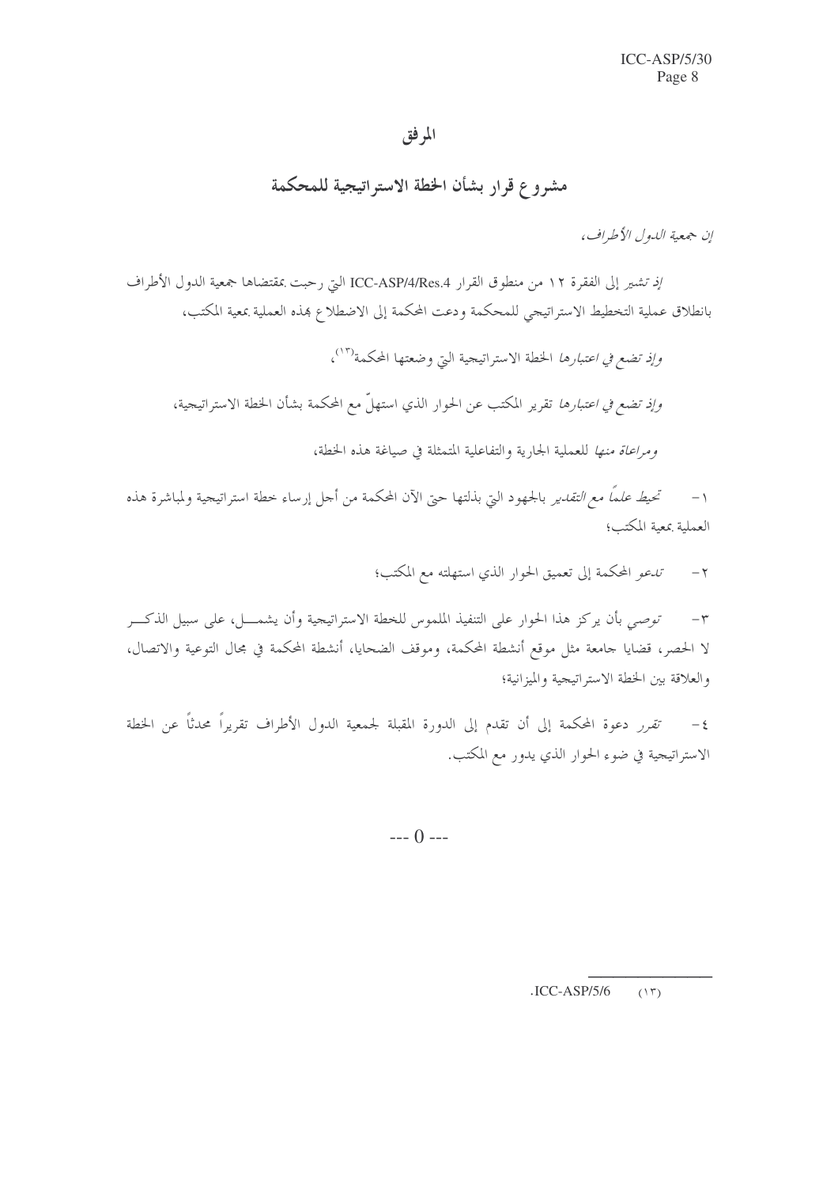# المرفق

## مشروع قرار بشأن الخطة الاستراتيجية للمحكمة

*إن جمعية الدول الأطراف،*

*إذ تشير* إلى الفقرة ١٢ من منطوق القرار ICC-ASP/4/Res.4 التي رحبت بمقتضاها جمعية الدول الأطراف بانطلاق عملية التخطيط الاستراتيجي للمحكمة ودعت المحكمة إلى الاضطلاع بهذه العملية بمعية المكتب،

*وإذ تضع في اعتبارها* الخطة الاستراتيجية التي وضعتها المحكمة[١٣]،

*وإذ تضع في اعتبارها* تقرير المكتب عن الحوار الذي استهلّ مع المحكمة بشأن الخطة الاستراتيجية،

*ومراعاة منها* للعملية الجارية والتفاعلية المتمثلة في صياغة هذه الخطة،

١- *تحيط علماً مع التقدير* بالجهود التي بذلتها حتى الآن المحكمة من أجل إرساء خطة استراتيجية ولمباشرة هذه العملية بمعية المكتب؛

٢- *تدعو* المحكمة إلى تعميق الحوار الذي استهلته مع المكتب؛

٣- *توصي* بأن يركز هذا الحوار على التنفيذ الملموس للخطة الاستراتيجية وأن يشمل، على سبيل الذكر لا الحصر، قضايا جامعة مثل موقع أنشطة المحكمة، وموقف الضحايا، أنشطة المحكمة في مجال التوعية والاتصال، والعلاقة بين الخطة الاستراتيجية والميزانية؛

٤- *تقرر* دعوة المحكمة إلى أن تقدم إلى الدورة المقبلة لجمعية الدول الأطراف تقريراً محدثاً عن الخطة الاستراتيجية في ضوء الحوار الذي يدور مع المكتب.

--- 0 ---

(١٣) ICC-ASP/5/6.